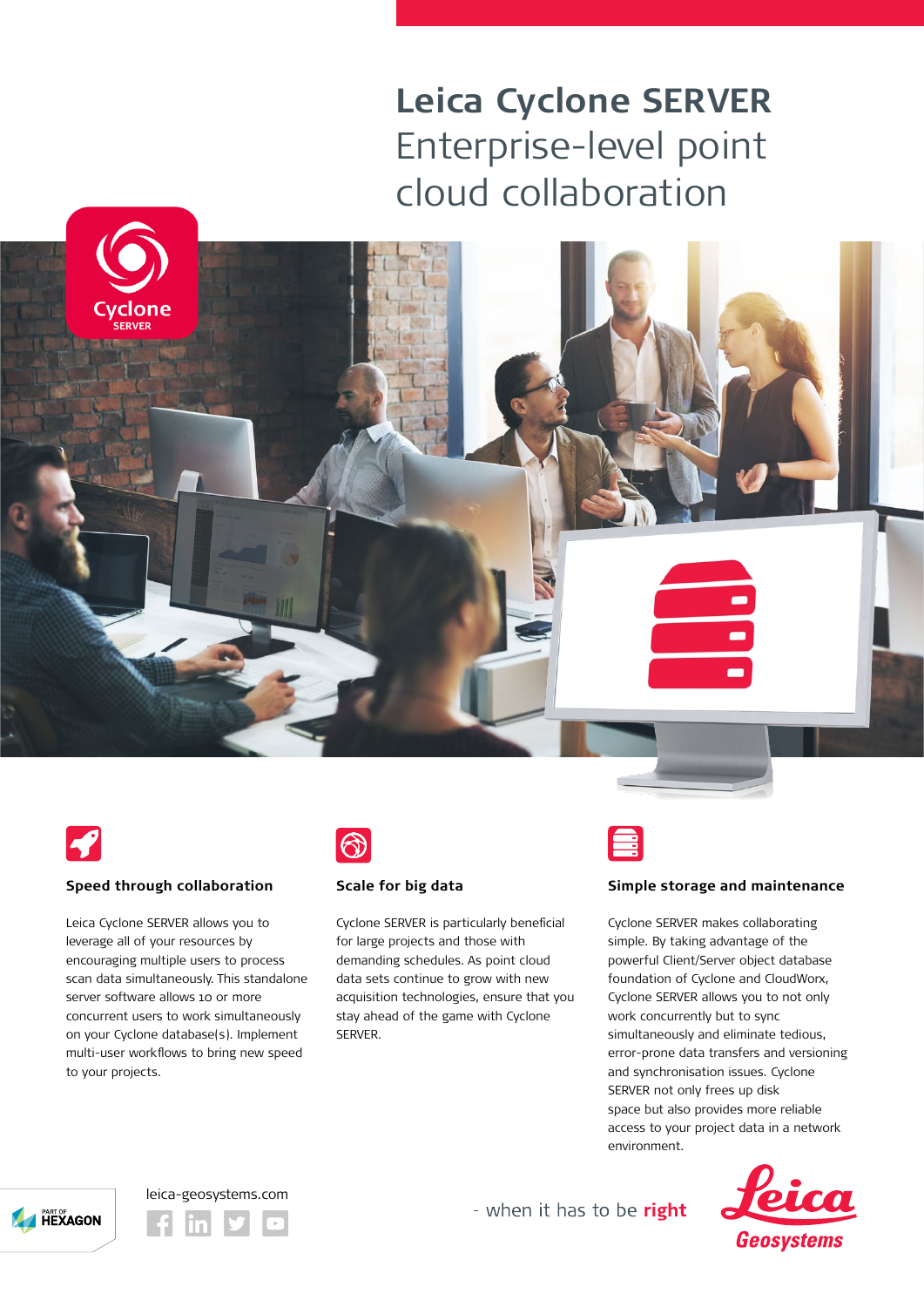# Leica Cyclone SERVER

## Enterprise-level point cloud collaboration

Cyclone SERVER

### Speed through collaboration

Leica Cyclone SERVER allows you to leverage all of your resources by encouraging multiple users to process scan data simultaneously. This standalone server software allows 10 or more concurrent users to work simultaneously on your Cyclone database(s). Implement multi-user workflows to bring new speed to your projects.

### Scale for big data

Cyclone SERVER is particularly beneficial for large projects and those with demanding schedules. As point cloud data sets continue to grow with new acquisition technologies, ensure that you stay ahead of the game with Cyclone SERVER.

### Simple storage and maintenance

Cyclone SERVER makes collaborating simple. By taking advantage of the powerful Client/Server object database foundation of Cyclone and CloudWorx, Cyclone SERVER allows you to not only work concurrently but to sync simultaneously and eliminate tedious, error-prone data transfers and versioning and synchronisation issues. Cyclone SERVER not only frees up disk space but also provides more reliable access to your project data in a network environment.

PART OF HEXAGON

leica-geosystems.com

- when it has to be **right**

Leica Geosystems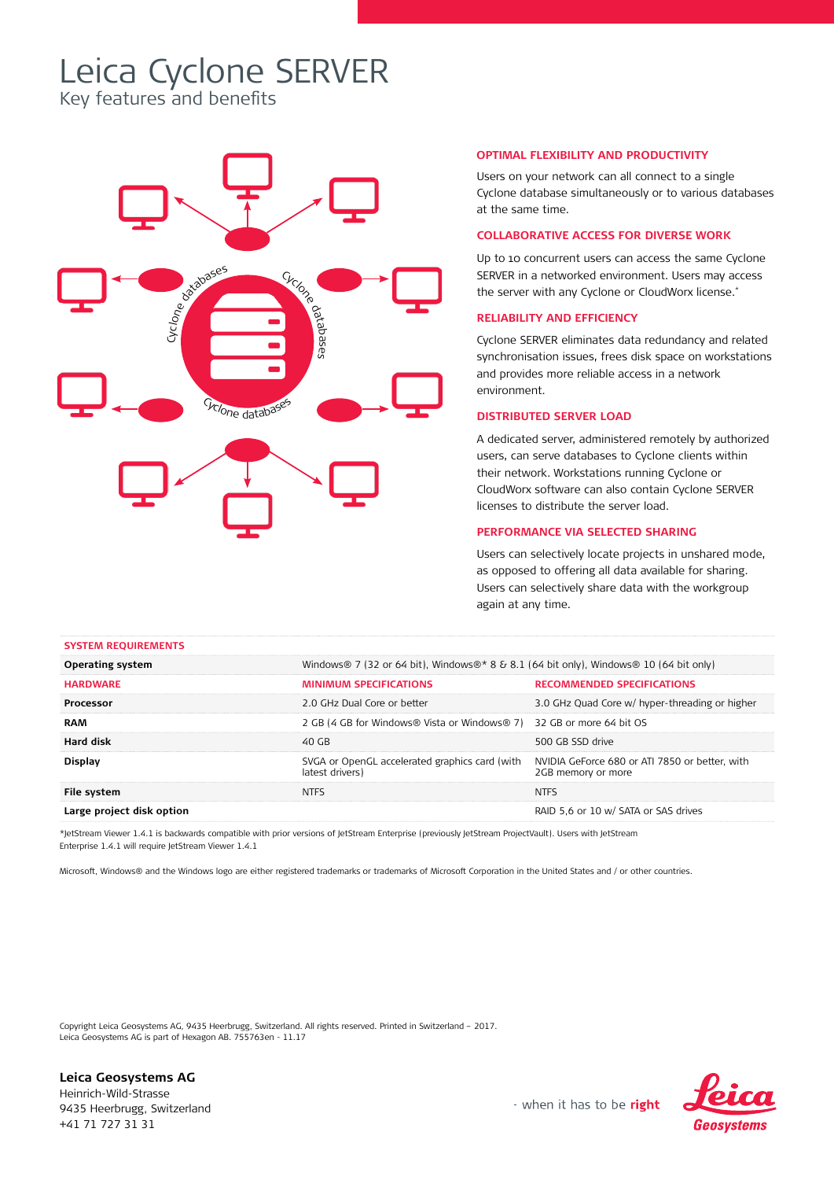# Leica Cyclone SERVER

Key features and benefits

Cyclone databases

Cyclone databases

Cyclone databases

### OPTIMAL FLEXIBILITY AND PRODUCTIVITY

Users on your network can all connect to a single Cyclone database simultaneously or to various databases at the same time.

### COLLABORATIVE ACCESS FOR DIVERSE WORK

Up to 10 concurrent users can access the same Cyclone SERVER in a networked environment. Users may access the server with any Cyclone or CloudWorx license.*

### RELIABILITY AND EFFICIENCY

Cyclone SERVER eliminates data redundancy and related synchronisation issues, frees disk space on workstations and provides more reliable access in a network environment.

### DISTRIBUTED SERVER LOAD

A dedicated server, administered remotely by authorized users, can serve databases to Cyclone clients within their network. Workstations running Cyclone or CloudWorx software can also contain Cyclone SERVER licenses to distribute the server load.

### PERFORMANCE VIA SELECTED SHARING

Users can selectively locate projects in unshared mode, as opposed to offering all data available for sharing. Users can selectively share data with the workgroup again at any time.

| SYSTEM REQUIREMENTS | | |
|---|---|---|
| **Operating system** | Windows® 7 (32 or 64 bit), Windows®* 8 & 8.1 (64 bit only), Windows® 10 (64 bit only) | |
| **HARDWARE** | **MINIMUM SPECIFICATIONS** | **RECOMMENDED SPECIFICATIONS** |
| **Processor** | 2.0 GHz Dual Core or better | 3.0 GHz Quad Core w/ hyper-threading or higher |
| **RAM** | 2 GB (4 GB for Windows® Vista or Windows® 7) | 32 GB or more 64 bit OS |
| **Hard disk** | 40 GB | 500 GB SSD drive |
| **Display** | SVGA or OpenGL accelerated graphics card (with latest drivers) | NVIDIA GeForce 680 or ATI 7850 or better, with 2GB memory or more |
| **File system** | NTFS | NTFS |
| **Large project disk option** | | RAID 5,6 or 10 w/ SATA or SAS drives |

*JetStream Viewer 1.4.1 is backwards compatible with prior versions of JetStream Enterprise (previously JetStream ProjectVault). Users with JetStream Enterprise 1.4.1 will require JetStream Viewer 1.4.1

Microsoft, Windows® and the Windows logo are either registered trademarks or trademarks of Microsoft Corporation in the United States and / or other countries.

Copyright Leica Geosystems AG, 9435 Heerbrugg, Switzerland. All rights reserved. Printed in Switzerland – 2017.
Leica Geosystems AG is part of Hexagon AB. 755763en - 11.17

**Leica Geosystems AG**
Heinrich-Wild-Strasse
9435 Heerbrugg, Switzerland
+41 71 727 31 31

- when it has to be **right**

Leica Geosystems